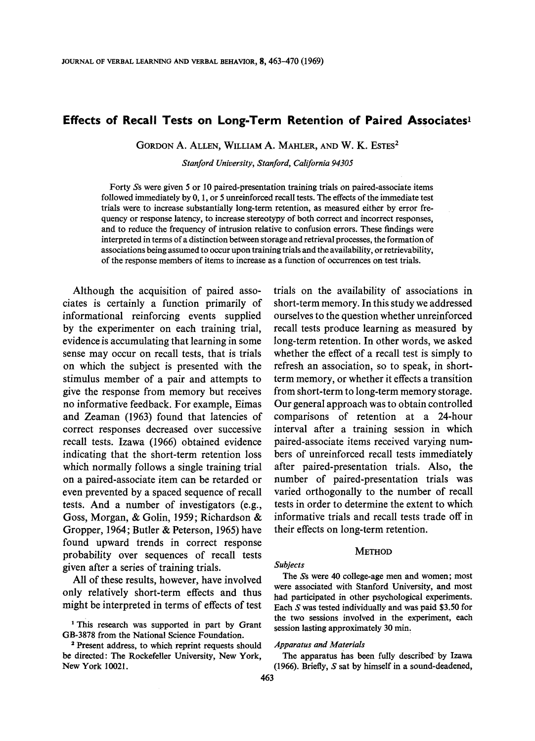# Effects of Recall Tests on Long-Term Retention of Paired Associates[1]

Gordon A. Allen, William A. Mahler, and W. K. Estes[2]

*Stanford University, Stanford, California 94305*

Forty *S*s were given 5 or 10 paired-presentation training trials on paired-associate items followed immediately by 0, 1, or 5 unreinforced recall tests. The effects of the immediate test trials were to increase substantially long-term retention, as measured either by error frequency or response latency, to increase stereotypy of both correct and incorrect responses, and to reduce the frequency of intrusion relative to confusion errors. These findings were interpreted in terms of a distinction between storage and retrieval processes, the formation of associations being assumed to occur upon training trials and the availability, or retrievability, of the response members of items to increase as a function of occurrences on test trials.

Although the acquisition of paired associates is certainly a function primarily of informational reinforcing events supplied by the experimenter on each training trial, evidence is accumulating that learning in some sense may occur on recall tests, that is trials on which the subject is presented with the stimulus member of a pair and attempts to give the response from memory but receives no informative feedback. For example, Eimas and Zeaman (1963) found that latencies of correct responses decreased over successive recall tests. Izawa (1966) obtained evidence indicating that the short-term retention loss which normally follows a single training trial on a paired-associate item can be retarded or even prevented by a spaced sequence of recall tests. And a number of investigators (e.g., Goss, Morgan, & Golin, 1959; Richardson & Gropper, 1964; Butler & Peterson, 1965) have found upward trends in correct response probability over sequences of recall tests given after a series of training trials.

All of these results, however, have involved only relatively short-term effects and thus might be interpreted in terms of effects of test trials on the availability of associations in short-term memory. In this study we addressed ourselves to the question whether unreinforced recall tests produce learning as measured by long-term retention. In other words, we asked whether the effect of a recall test is simply to refresh an association, so to speak, in short-term memory, or whether it effects a transition from short-term to long-term memory storage. Our general approach was to obtain controlled comparisons of retention at a 24-hour interval after a training session in which paired-associate items received varying numbers of unreinforced recall tests immediately after paired-presentation trials. Also, the number of paired-presentation trials was varied orthogonally to the number of recall tests in order to determine the extent to which informative trials and recall tests trade off in their effects on long-term retention.

## Method

### Subjects

The *S*s were 40 college-age men and women; most were associated with Stanford University, and most had participated in other psychological experiments. Each *S* was tested individually and was paid $3.50 for the two sessions involved in the experiment, each session lasting approximately 30 min.

### Apparatus and Materials

The apparatus has been fully described by Izawa (1966). Briefly, *S* sat by himself in a sound-deadened,

[1] This research was supported in part by Grant GB-3878 from the National Science Foundation.

[2] Present address, to which reprint requests should be directed: The Rockefeller University, New York, New York 10021.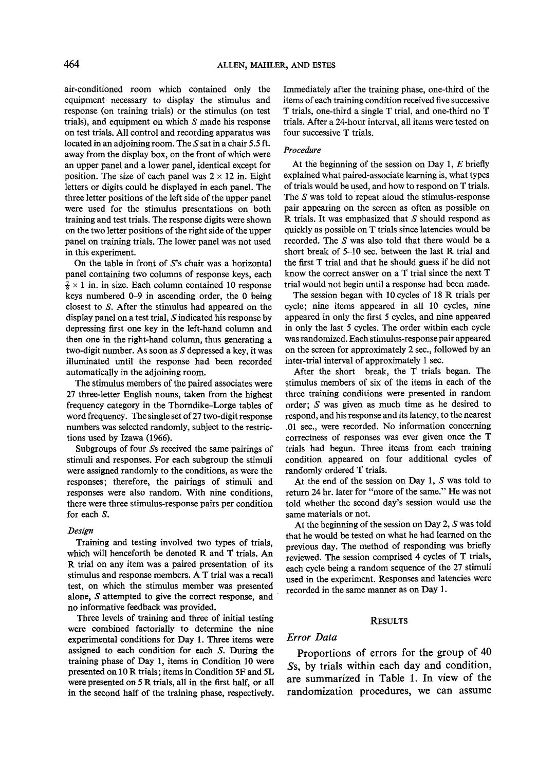air-conditioned room which contained only the equipment necessary to display the stimulus and response (on training trials) or the stimulus (on test trials), and equipment on which *S* made his response on test trials. All control and recording apparatus was located in an adjoining room. The *S* sat in a chair 5.5 ft. away from the display box, on the front of which were an upper panel and a lower panel, identical except for position. The size of each panel was 2 × 12 in. Eight letters or digits could be displayed in each panel. The three letter positions of the left side of the upper panel were used for the stimulus presentations on both training and test trials. The response digits were shown on the two letter positions of the right side of the upper panel on training trials. The lower panel was not used in this experiment.

On the table in front of *S*'s chair was a horizontal panel containing two columns of response keys, each $\frac{7}{8} \times 1$ in. in size. Each column contained 10 response keys numbered 0–9 in ascending order, the 0 being closest to *S*. After the stimulus had appeared on the display panel on a test trial, *S* indicated his response by depressing first one key in the left-hand column and then one in the right-hand column, thus generating a two-digit number. As soon as *S* depressed a key, it was illuminated until the response had been recorded automatically in the adjoining room.

The stimulus members of the paired associates were 27 three-letter English nouns, taken from the highest frequency category in the Thorndike–Lorge tables of word frequency. The single set of 27 two-digit response numbers was selected randomly, subject to the restrictions used by Izawa (1966).

Subgroups of four *S*s received the same pairings of stimuli and responses. For each subgroup the stimuli were assigned randomly to the conditions, as were the responses; therefore, the pairings of stimuli and responses were also random. With nine conditions, there were three stimulus-response pairs per condition for each *S*.

### *Design*

Training and testing involved two types of trials, which will henceforth be denoted R and T trials. An R trial on any item was a paired presentation of its stimulus and response members. A T trial was a recall test, on which the stimulus member was presented alone, *S* attempted to give the correct response, and no informative feedback was provided.

Three levels of training and three of initial testing were combined factorially to determine the nine experimental conditions for Day 1. Three items were assigned to each condition for each *S*. During the training phase of Day 1, items in Condition 10 were presented on 10 R trials; items in Condition 5F and 5L were presented on 5 R trials, all in the first half, or all in the second half of the training phase, respectively. Immediately after the training phase, one-third of the items of each training condition received five successive T trials, one-third a single T trial, and one-third no T trials. After a 24-hour interval, all items were tested on four successive T trials.

### *Procedure*

At the beginning of the session on Day 1, *E* briefly explained what paired-associate learning is, what types of trials would be used, and how to respond on T trials. The *S* was told to repeat aloud the stimulus-response pair appearing on the screen as often as possible on R trials. It was emphasized that *S* should respond as quickly as possible on T trials since latencies would be recorded. The *S* was also told that there would be a short break of 5–10 sec. between the last R trial and the first T trial and that he should guess if he did not know the correct answer on a T trial since the next T trial would not begin until a response had been made.

The session began with 10 cycles of 18 R trials per cycle; nine items appeared in all 10 cycles, nine appeared in only the first 5 cycles, and nine appeared in only the last 5 cycles. The order within each cycle was randomized. Each stimulus-response pair appeared on the screen for approximately 2 sec., followed by an inter-trial interval of approximately 1 sec.

After the short break, the T trials began. The stimulus members of six of the items in each of the three training conditions were presented in random order; *S* was given as much time as he desired to respond, and his response and its latency, to the nearest .01 sec., were recorded. No information concerning correctness of responses was ever given once the T trials had begun. Three items from each training condition appeared on four additional cycles of randomly ordered T trials.

At the end of the session on Day 1, *S* was told to return 24 hr. later for "more of the same." He was not told whether the second day's session would use the same materials or not.

At the beginning of the session on Day 2, *S* was told that he would be tested on what he had learned on the previous day. The method of responding was briefly reviewed. The session comprised 4 cycles of T trials, each cycle being a random sequence of the 27 stimuli used in the experiment. Responses and latencies were recorded in the same manner as on Day 1.

## RESULTS

### *Error Data*

Proportions of errors for the group of 40 *S*s, by trials within each day and condition, are summarized in Table 1. In view of the randomization procedures, we can assume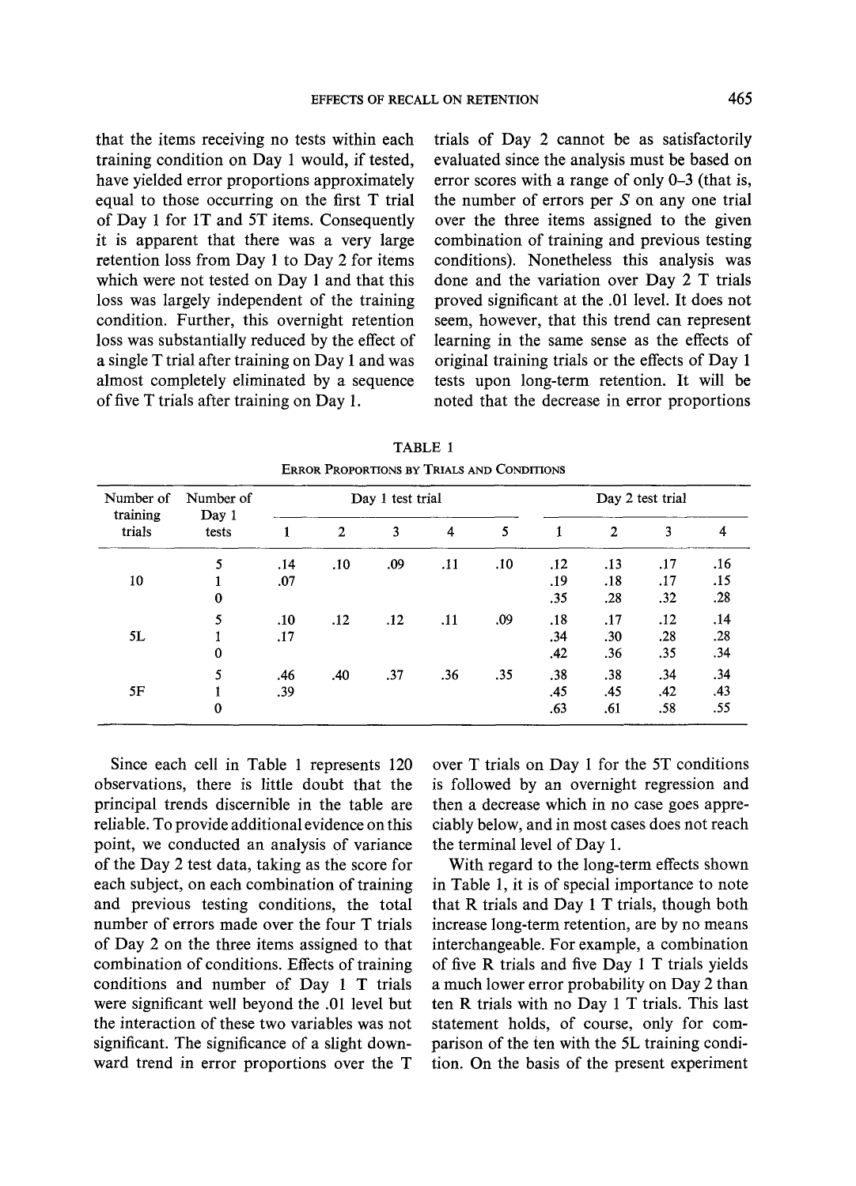that the items receiving no tests within each training condition on Day 1 would, if tested, have yielded error proportions approximately equal to those occurring on the first T trial of Day 1 for 1T and 5T items. Consequently it is apparent that there was a very large retention loss from Day 1 to Day 2 for items which were not tested on Day 1 and that this loss was largely independent of the training condition. Further, this overnight retention loss was substantially reduced by the effect of a single T trial after training on Day 1 and was almost completely eliminated by a sequence of five T trials after training on Day 1.

TABLE 1

ERROR PROPORTIONS BY TRIALS AND CONDITIONS

| Number of training trials | Number of Day 1 tests | Day 1 test trial | | | | | Day 2 test trial | | | |
|---|---|---|---|---|---|---|---|---|---|---|
| | | 1 | 2 | 3 | 4 | 5 | 1 | 2 | 3 | 4 |
| | 5 | .14 | .10 | .09 | .11 | .10 | .12 | .13 | .17 | .16 |
| 10 | 1 | .07 | | | | | .19 | .18 | .17 | .15 |
| | 0 | | | | | | .35 | .28 | .32 | .28 |
| | 5 | .10 | .12 | .12 | .11 | .09 | .18 | .17 | .12 | .14 |
| 5L | 1 | .17 | | | | | .34 | .30 | .28 | .28 |
| | 0 | | | | | | .42 | .36 | .35 | .34 |
| | 5 | .46 | .40 | .37 | .36 | .35 | .38 | .38 | .34 | .34 |
| 5F | 1 | .39 | | | | | .45 | .45 | .42 | .43 |
| | 0 | | | | | | .63 | .61 | .58 | .55 |

Since each cell in Table 1 represents 120 observations, there is little doubt that the principal trends discernible in the table are reliable. To provide additional evidence on this point, we conducted an analysis of variance of the Day 2 test data, taking as the score for each subject, on each combination of training and previous testing conditions, the total number of errors made over the four T trials of Day 2 on the three items assigned to that combination of conditions. Effects of training conditions and number of Day 1 T trials were significant well beyond the .01 level but the interaction of these two variables was not significant. The significance of a slight downward trend in error proportions over the T trials of Day 2 cannot be as satisfactorily evaluated since the analysis must be based on error scores with a range of only 0–3 (that is, the number of errors per *S* on any one trial over the three items assigned to the given combination of training and previous testing conditions). Nonetheless this analysis was done and the variation over Day 2 T trials proved significant at the .01 level. It does not seem, however, that this trend can represent learning in the same sense as the effects of original training trials or the effects of Day 1 tests upon long-term retention. It will be noted that the decrease in error proportions over T trials on Day 1 for the 5T conditions is followed by an overnight regression and then a decrease which in no case goes appreciably below, and in most cases does not reach the terminal level of Day 1.

With regard to the long-term effects shown in Table 1, it is of special importance to note that R trials and Day 1 T trials, though both increase long-term retention, are by no means interchangeable. For example, a combination of five R trials and five Day 1 T trials yields a much lower error probability on Day 2 than ten R trials with no Day 1 T trials. This last statement holds, of course, only for comparison of the ten with the 5L training condition. On the basis of the present experiment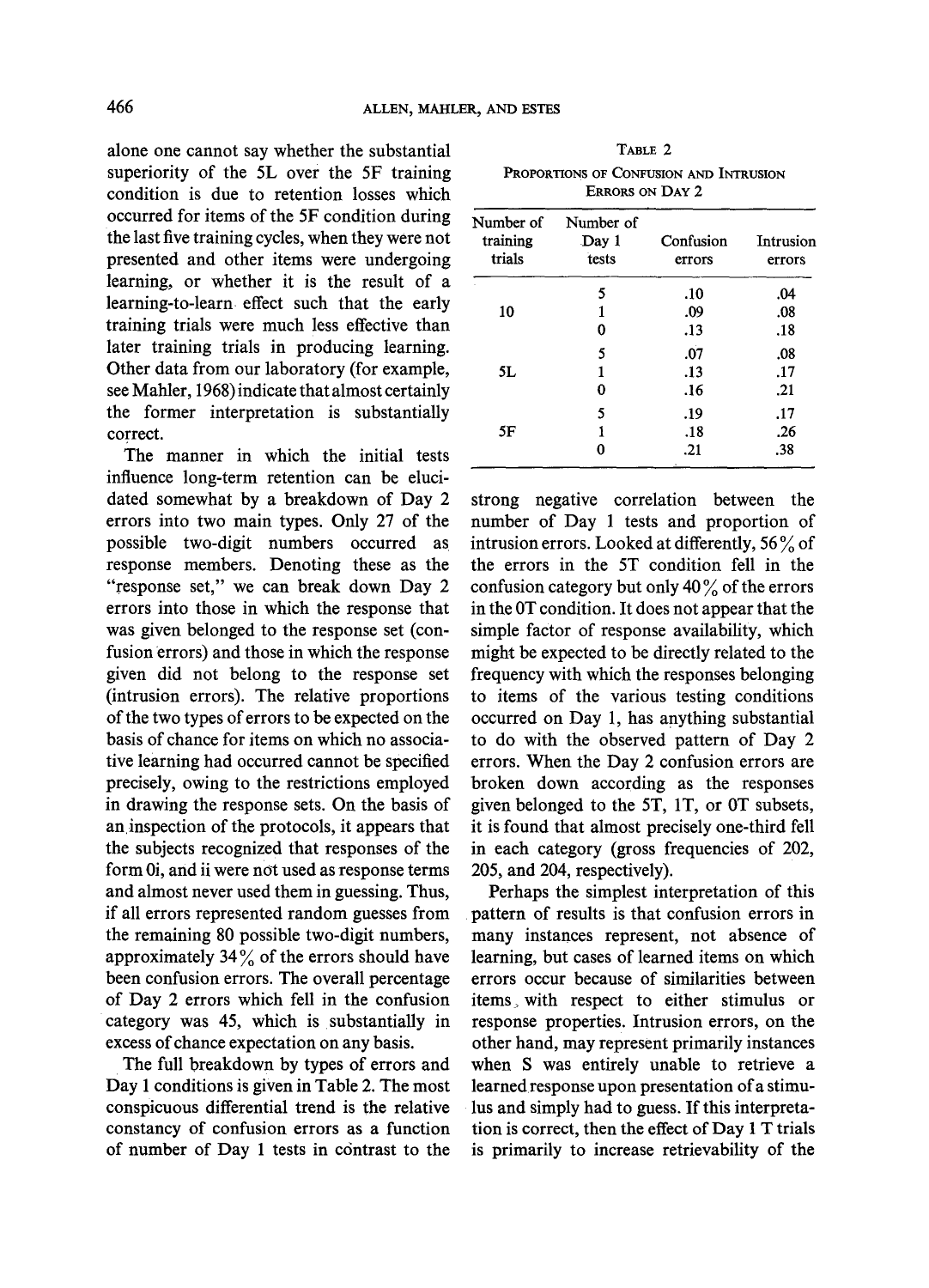alone one cannot say whether the substantial superiority of the 5L over the 5F training condition is due to retention losses which occurred for items of the 5F condition during the last five training cycles, when they were not presented and other items were undergoing learning, or whether it is the result of a learning-to-learn effect such that the early training trials were much less effective than later training trials in producing learning. Other data from our laboratory (for example, see Mahler, 1968) indicate that almost certainly the former interpretation is substantially correct.

The manner in which the initial tests influence long-term retention can be elucidated somewhat by a breakdown of Day 2 errors into two main types. Only 27 of the possible two-digit numbers occurred as response members. Denoting these as the "response set," we can break down Day 2 errors into those in which the response that was given belonged to the response set (confusion errors) and those in which the response given did not belong to the response set (intrusion errors). The relative proportions of the two types of errors to be expected on the basis of chance for items on which no associative learning had occurred cannot be specified precisely, owing to the restrictions employed in drawing the response sets. On the basis of an inspection of the protocols, it appears that the subjects recognized that responses of the form 0i, and ii were not used as response terms and almost never used them in guessing. Thus, if all errors represented random guesses from the remaining 80 possible two-digit numbers, approximately 34% of the errors should have been confusion errors. The overall percentage of Day 2 errors which fell in the confusion category was 45, which is substantially in excess of chance expectation on any basis.

The full breakdown by types of errors and Day 1 conditions is given in Table 2. The most conspicuous differential trend is the relative constancy of confusion errors as a function of number of Day 1 tests in contrast to the strong negative correlation between the number of Day 1 tests and proportion of intrusion errors. Looked at differently, 56% of the errors in the 5T condition fell in the confusion category but only 40% of the errors in the 0T condition. It does not appear that the simple factor of response availability, which might be expected to be directly related to the frequency with which the responses belonging to items of the various testing conditions occurred on Day 1, has anything substantial to do with the observed pattern of Day 2 errors. When the Day 2 confusion errors are broken down according as the responses given belonged to the 5T, 1T, or 0T subsets, it is found that almost precisely one-third fell in each category (gross frequencies of 202, 205, and 204, respectively).

Perhaps the simplest interpretation of this pattern of results is that confusion errors in many instances represent, not absence of learning, but cases of learned items on which errors occur because of similarities between items, with respect to either stimulus or response properties. Intrusion errors, on the other hand, may represent primarily instances when S was entirely unable to retrieve a learned response upon presentation of a stimulus and simply had to guess. If this interpretation is correct, then the effect of Day 1 T trials is primarily to increase retrievability of the

TABLE 2

PROPORTIONS OF CONFUSION AND INTRUSION ERRORS ON DAY 2

| Number of training trials | Number of Day 1 tests | Confusion errors | Intrusion errors |
|---|---|---|---|
| | 5 | .10 | .04 |
| 10 | 1 | .09 | .08 |
| | 0 | .13 | .18 |
| | 5 | .07 | .08 |
| 5L | 1 | .13 | .17 |
| | 0 | .16 | .21 |
| | 5 | .19 | .17 |
| 5F | 1 | .18 | .26 |
| | 0 | .21 | .38 |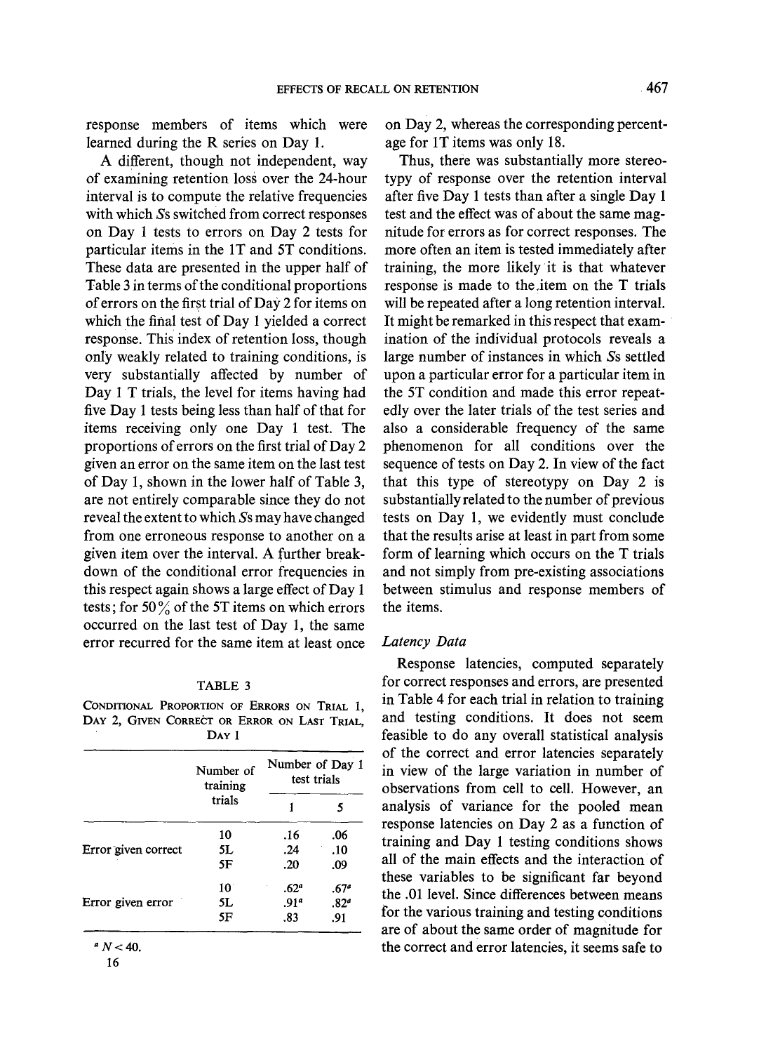response members of items which were learned during the R series on Day 1.

A different, though not independent, way of examining retention loss over the 24-hour interval is to compute the relative frequencies with which *S*s switched from correct responses on Day 1 tests to errors on Day 2 tests for particular items in the 1T and 5T conditions. These data are presented in the upper half of Table 3 in terms of the conditional proportions of errors on the first trial of Day 2 for items on which the final test of Day 1 yielded a correct response. This index of retention loss, though only weakly related to training conditions, is very substantially affected by number of Day 1 T trials, the level for items having had five Day 1 tests being less than half of that for items receiving only one Day 1 test. The proportions of errors on the first trial of Day 2 given an error on the same item on the last test of Day 1, shown in the lower half of Table 3, are not entirely comparable since they do not reveal the extent to which *S*s may have changed from one erroneous response to another on a given item over the interval. A further breakdown of the conditional error frequencies in this respect again shows a large effect of Day 1 tests; for 50% of the 5T items on which errors occurred on the last test of Day 1, the same error recurred for the same item at least once on Day 2, whereas the corresponding percentage for 1T items was only 18.

TABLE 3

CONDITIONAL PROPORTION OF ERRORS ON TRIAL 1, DAY 2, GIVEN CORRECT OR ERROR ON LAST TRIAL, DAY 1

| | Number of training trials | Number of Day 1 test trials | |
|---|---|---|---|
| | | 1 | 5 |
| Error given correct | 10 | .16 | .06 |
| | 5L | .24 | .10 |
| | 5F | .20 | .09 |
| Error given error | 10 | .62[a] | .67[a] |
| | 5L | .91[a] | .82[a] |
| | 5F | .83 | .91 |

[a] $N < 40$.

Thus, there was substantially more stereotypy of response over the retention interval after five Day 1 tests than after a single Day 1 test and the effect was of about the same magnitude for errors as for correct responses. The more often an item is tested immediately after training, the more likely it is that whatever response is made to the item on the T trials will be repeated after a long retention interval. It might be remarked in this respect that examination of the individual protocols reveals a large number of instances in which *S*s settled upon a particular error for a particular item in the 5T condition and made this error repeatedly over the later trials of the test series and also a considerable frequency of the same phenomenon for all conditions over the sequence of tests on Day 2. In view of the fact that this type of stereotypy on Day 2 is substantially related to the number of previous tests on Day 1, we evidently must conclude that the results arise at least in part from some form of learning which occurs on the T trials and not simply from pre-existing associations between stimulus and response members of the items.

### *Latency Data*

Response latencies, computed separately for correct responses and errors, are presented in Table 4 for each trial in relation to training and testing conditions. It does not seem feasible to do any overall statistical analysis of the correct and error latencies separately in view of the large variation in number of observations from cell to cell. However, an analysis of variance for the pooled mean response latencies on Day 2 as a function of training and Day 1 testing conditions shows all of the main effects and the interaction of these variables to be significant far beyond the .01 level. Since differences between means for the various training and testing conditions are of about the same order of magnitude for the correct and error latencies, it seems safe to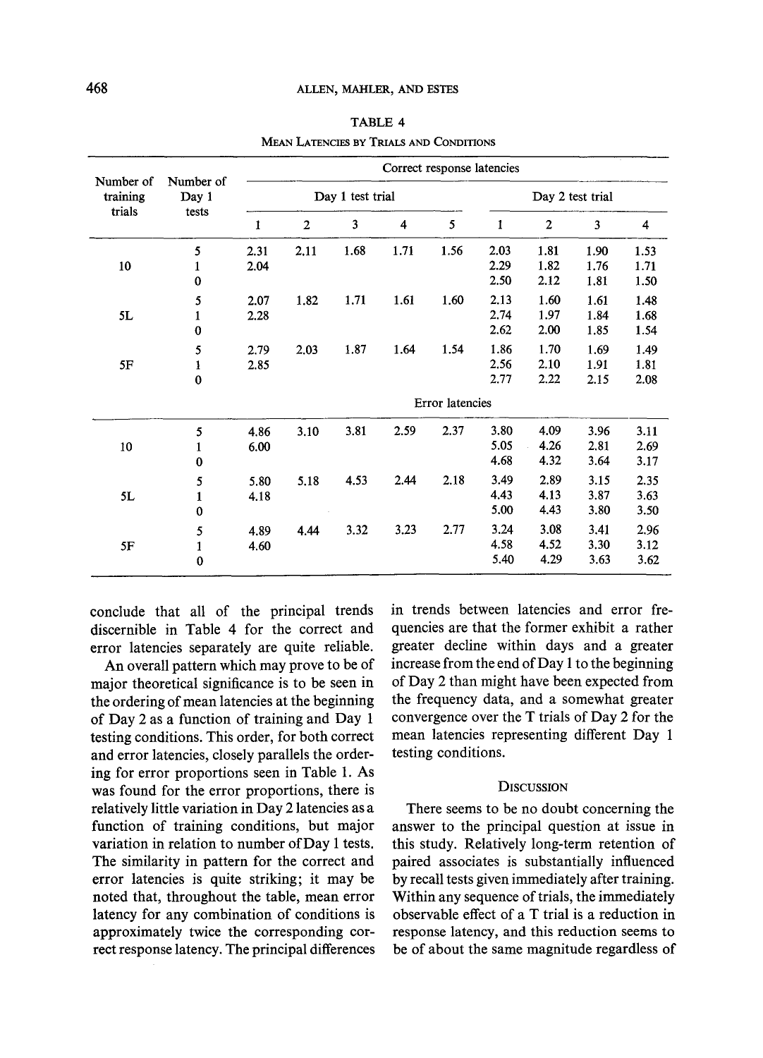TABLE 4

MEAN LATENCIES BY TRIALS AND CONDITIONS

| Number of training trials | Number of Day 1 tests | Correct response latencies | | | | | | | | |
|---|---|---|---|---|---|---|---|---|---|---|
| | | Day 1 test trial | | | | | Day 2 test trial | | | |
| | | 1 | 2 | 3 | 4 | 5 | 1 | 2 | 3 | 4 |
| 10 | 5 | 2.31 | 2.11 | 1.68 | 1.71 | 1.56 | 2.03 | 1.81 | 1.90 | 1.53 |
| | 1 | 2.04 | | | | | 2.29 | 1.82 | 1.76 | 1.71 |
| | 0 | | | | | | 2.50 | 2.12 | 1.81 | 1.50 |
| 5L | 5 | 2.07 | 1.82 | 1.71 | 1.61 | 1.60 | 2.13 | 1.60 | 1.61 | 1.48 |
| | 1 | 2.28 | | | | | 2.74 | 1.97 | 1.84 | 1.68 |
| | 0 | | | | | | 2.62 | 2.00 | 1.85 | 1.54 |
| 5F | 5 | 2.79 | 2.03 | 1.87 | 1.64 | 1.54 | 1.86 | 1.70 | 1.69 | 1.49 |
| | 1 | 2.85 | | | | | 2.56 | 2.10 | 1.91 | 1.81 |
| | 0 | | | | | | 2.77 | 2.22 | 2.15 | 2.08 |
| | | Error latencies | | | | | | | | |
| 10 | 5 | 4.86 | 3.10 | 3.81 | 2.59 | 2.37 | 3.80 | 4.09 | 3.96 | 3.11 |
| | 1 | 6.00 | | | | | 5.05 | 4.26 | 2.81 | 2.69 |
| | 0 | | | | | | 4.68 | 4.32 | 3.64 | 3.17 |
| 5L | 5 | 5.80 | 5.18 | 4.53 | 2.44 | 2.18 | 3.49 | 2.89 | 3.15 | 2.35 |
| | 1 | 4.18 | | | | | 4.43 | 4.13 | 3.87 | 3.63 |
| | 0 | | | | | | 5.00 | 4.43 | 3.80 | 3.50 |
| 5F | 5 | 4.89 | 4.44 | 3.32 | 3.23 | 2.77 | 3.24 | 3.08 | 3.41 | 2.96 |
| | 1 | 4.60 | | | | | 4.58 | 4.52 | 3.30 | 3.12 |
| | 0 | | | | | | 5.40 | 4.29 | 3.63 | 3.62 |

conclude that all of the principal trends discernible in Table 4 for the correct and error latencies separately are quite reliable.

An overall pattern which may prove to be of major theoretical significance is to be seen in the ordering of mean latencies at the beginning of Day 2 as a function of training and Day 1 testing conditions. This order, for both correct and error latencies, closely parallels the ordering for error proportions seen in Table 1. As was found for the error proportions, there is relatively little variation in Day 2 latencies as a function of training conditions, but major variation in relation to number of Day 1 tests. The similarity in pattern for the correct and error latencies is quite striking; it may be noted that, throughout the table, mean error latency for any combination of conditions is approximately twice the corresponding correct response latency. The principal differences in trends between latencies and error frequencies are that the former exhibit a rather greater decline within days and a greater increase from the end of Day 1 to the beginning of Day 2 than might have been expected from the frequency data, and a somewhat greater convergence over the T trials of Day 2 for the mean latencies representing different Day 1 testing conditions.

## DISCUSSION

There seems to be no doubt concerning the answer to the principal question at issue in this study. Relatively long-term retention of paired associates is substantially influenced by recall tests given immediately after training. Within any sequence of trials, the immediately observable effect of a T trial is a reduction in response latency, and this reduction seems to be of about the same magnitude regardless of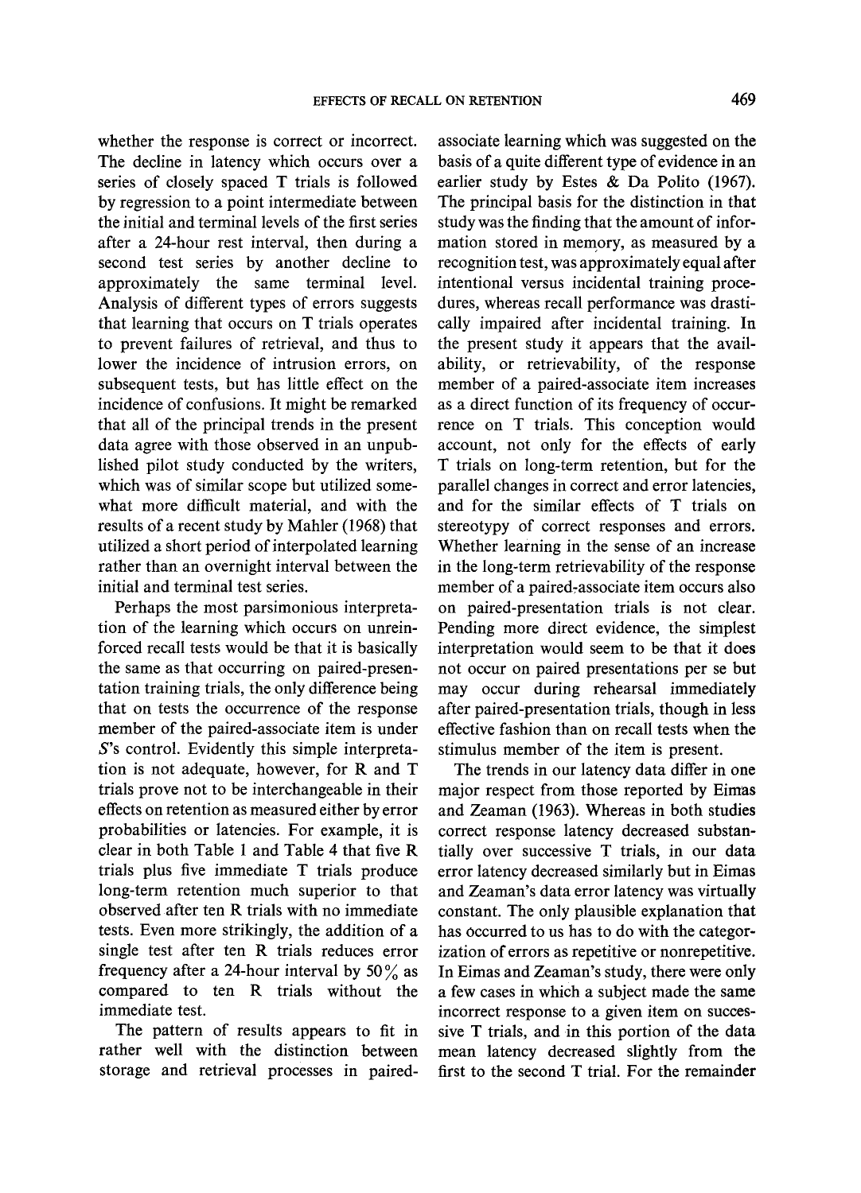whether the response is correct or incorrect. The decline in latency which occurs over a series of closely spaced T trials is followed by regression to a point intermediate between the initial and terminal levels of the first series after a 24-hour rest interval, then during a second test series by another decline to approximately the same terminal level. Analysis of different types of errors suggests that learning that occurs on T trials operates to prevent failures of retrieval, and thus to lower the incidence of intrusion errors, on subsequent tests, but has little effect on the incidence of confusions. It might be remarked that all of the principal trends in the present data agree with those observed in an unpublished pilot study conducted by the writers, which was of similar scope but utilized somewhat more difficult material, and with the results of a recent study by Mahler (1968) that utilized a short period of interpolated learning rather than an overnight interval between the initial and terminal test series.

Perhaps the most parsimonious interpretation of the learning which occurs on unreinforced recall tests would be that it is basically the same as that occurring on paired-presentation training trials, the only difference being that on tests the occurrence of the response member of the paired-associate item is under *S*'s control. Evidently this simple interpretation is not adequate, however, for R and T trials prove not to be interchangeable in their effects on retention as measured either by error probabilities or latencies. For example, it is clear in both Table 1 and Table 4 that five R trials plus five immediate T trials produce long-term retention much superior to that observed after ten R trials with no immediate tests. Even more strikingly, the addition of a single test after ten R trials reduces error frequency after a 24-hour interval by 50% as compared to ten R trials without the immediate test.

The pattern of results appears to fit in rather well with the distinction between storage and retrieval processes in paired-associate learning which was suggested on the basis of a quite different type of evidence in an earlier study by Estes & Da Polito (1967). The principal basis for the distinction in that study was the finding that the amount of information stored in memory, as measured by a recognition test, was approximately equal after intentional versus incidental training procedures, whereas recall performance was drastically impaired after incidental training. In the present study it appears that the availability, or retrievability, of the response member of a paired-associate item increases as a direct function of its frequency of occurrence on T trials. This conception would account, not only for the effects of early T trials on long-term retention, but for the parallel changes in correct and error latencies, and for the similar effects of T trials on stereotypy of correct responses and errors. Whether learning in the sense of an increase in the long-term retrievability of the response member of a paired-associate item occurs also on paired-presentation trials is not clear. Pending more direct evidence, the simplest interpretation would seem to be that it does not occur on paired presentations per se but may occur during rehearsal immediately after paired-presentation trials, though in less effective fashion than on recall tests when the stimulus member of the item is present.

The trends in our latency data differ in one major respect from those reported by Eimas and Zeaman (1963). Whereas in both studies correct response latency decreased substantially over successive T trials, in our data error latency decreased similarly but in Eimas and Zeaman's data error latency was virtually constant. The only plausible explanation that has occurred to us has to do with the categorization of errors as repetitive or nonrepetitive. In Eimas and Zeaman's study, there were only a few cases in which a subject made the same incorrect response to a given item on successive T trials, and in this portion of the data mean latency decreased slightly from the first to the second T trial. For the remainder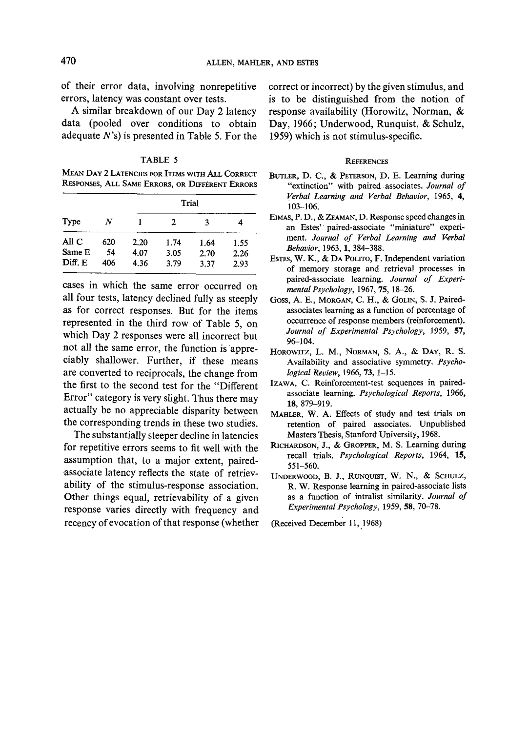of their error data, involving nonrepetitive errors, latency was constant over tests.

A similar breakdown of our Day 2 latency data (pooled over conditions to obtain adequate $N$'s) is presented in Table 5. For the cases in which the same error occurred on all four tests, latency declined fully as steeply as for correct responses. But for the items represented in the third row of Table 5, on which Day 2 responses were all incorrect but not all the same error, the function is appreciably shallower. Further, if these means are converted to reciprocals, the change from the first to the second test for the "Different Error" category is very slight. Thus there may actually be no appreciable disparity between the corresponding trends in these two studies.

TABLE 5

MEAN DAY 2 LATENCIES FOR ITEMS WITH ALL CORRECT RESPONSES, ALL SAME ERRORS, OR DIFFERENT ERRORS

| | | Trial | | | |
|---|---|---|---|---|---|
| Type | $N$ | 1 | 2 | 3 | 4 |
| All C | 620 | 2.20 | 1.74 | 1.64 | 1.55 |
| Same E | 54 | 4.07 | 3.05 | 2.70 | 2.26 |
| Diff. E | 406 | 4.36 | 3.79 | 3.37 | 2.93 |

The substantially steeper decline in latencies for repetitive errors seems to fit well with the assumption that, to a major extent, paired-associate latency reflects the state of retrievability of the stimulus-response association. Other things equal, retrievability of a given response varies directly with frequency and recency of evocation of that response (whether correct or incorrect) by the given stimulus, and is to be distinguished from the notion of response availability (Horowitz, Norman, & Day, 1966; Underwood, Runquist, & Schulz, 1959) which is not stimulus-specific.

## REFERENCES

Butler, D. C., & Peterson, D. E. Learning during "extinction" with paired associates. *Journal of Verbal Learning and Verbal Behavior*, 1965, **4**, 103–106.

Eimas, P. D., & Zeaman, D. Response speed changes in an Estes' paired-associate "miniature" experiment. *Journal of Verbal Learning and Verbal Behavior*, 1963, **1**, 384–388.

Estes, W. K., & Da Polito, F. Independent variation of memory storage and retrieval processes in paired-associate learning. *Journal of Experimental Psychology*, 1967, **75**, 18–26.

Goss, A. E., Morgan, C. H., & Golin, S. J. Paired-associates learning as a function of percentage of occurrence of response members (reinforcement). *Journal of Experimental Psychology*, 1959, **57**, 96–104.

Horowitz, L. M., Norman, S. A., & Day, R. S. Availability and associative symmetry. *Psychological Review*, 1966, **73**, 1–15.

Izawa, C. Reinforcement-test sequences in paired-associate learning. *Psychological Reports*, 1966, **18**, 879–919.

Mahler, W. A. Effects of study and test trials on retention of paired associates. Unpublished Masters Thesis, Stanford University, 1968.

Richardson, J., & Gropper, M. S. Learning during recall trials. *Psychological Reports*, 1964, **15**, 551–560.

Underwood, B. J., Runquist, W. N., & Schulz, R. W. Response learning in paired-associate lists as a function of intralist similarity. *Journal of Experimental Psychology*, 1959, **58**, 70–78.

(Received December 11, 1968)